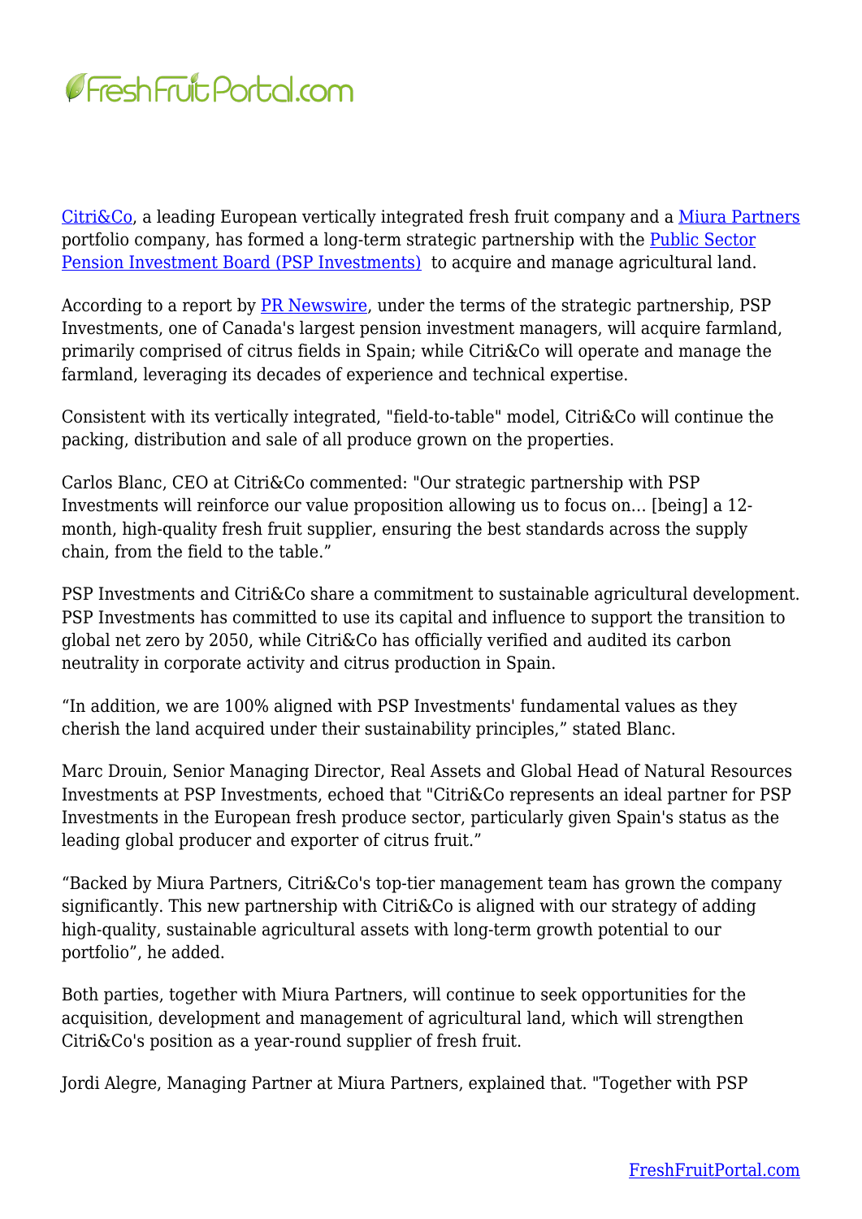Citri&Co, a leading European vertically integrated fresh fruit company and a Miura Partners portfolio company, has formed a long-term strategic partnership with the Public Sector Pension Investment Board (PSP Investments) to acquire and manage agricultural land.

According to a report by PR Newswire, under the terms of the strategic partnership, PSP Investments, one of Canada's largest pension investment managers, will acquire farmland, primarily comprised of citrus fields in Spain; while Citri&Co will operate and manage the farmland, leveraging its decades of experience and technical expertise.

Consistent with its vertically integrated, "field-to-table" model, Citri&Co will continue the packing, distribution and sale of all produce grown on the properties.

Carlos Blanc, CEO at Citri&Co commented: "Our strategic partnership with PSP Investments will reinforce our value proposition allowing us to focus on... [being] a 12-month, high-quality fresh fruit supplier, ensuring the best standards across the supply chain, from the field to the table."

PSP Investments and Citri&Co share a commitment to sustainable agricultural development. PSP Investments has committed to use its capital and influence to support the transition to global net zero by 2050, while Citri&Co has officially verified and audited its carbon neutrality in corporate activity and citrus production in Spain.

"In addition, we are 100% aligned with PSP Investments' fundamental values as they cherish the land acquired under their sustainability principles," stated Blanc.

Marc Drouin, Senior Managing Director, Real Assets and Global Head of Natural Resources Investments at PSP Investments, echoed that "Citri&Co represents an ideal partner for PSP Investments in the European fresh produce sector, particularly given Spain's status as the leading global producer and exporter of citrus fruit."

"Backed by Miura Partners, Citri&Co's top-tier management team has grown the company significantly. This new partnership with Citri&Co is aligned with our strategy of adding high-quality, sustainable agricultural assets with long-term growth potential to our portfolio", he added.

Both parties, together with Miura Partners, will continue to seek opportunities for the acquisition, development and management of agricultural land, which will strengthen Citri&Co's position as a year-round supplier of fresh fruit.

Jordi Alegre, Managing Partner at Miura Partners, explained that. "Together with PSP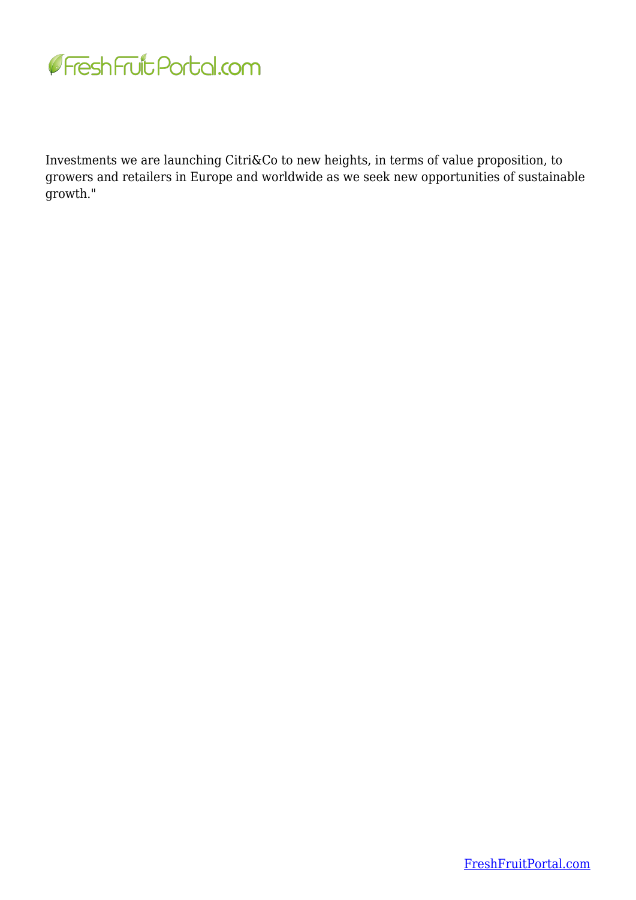Investments we are launching Citri&Co to new heights, in terms of value proposition, to growers and retailers in Europe and worldwide as we seek new opportunities of sustainable growth."